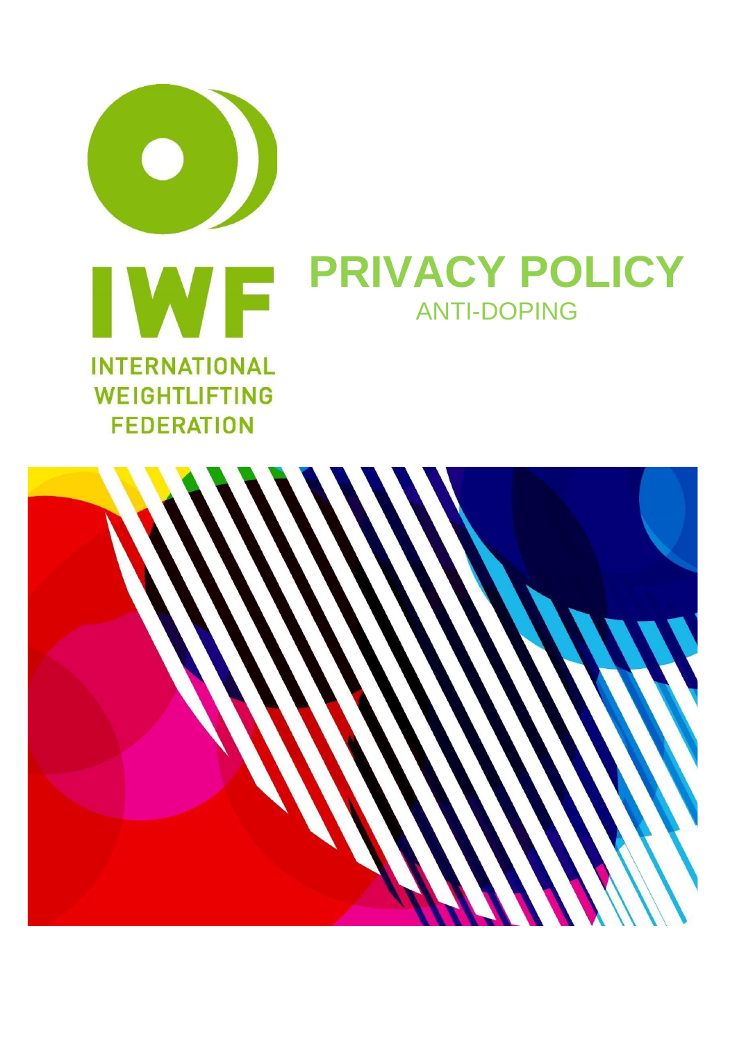IWF

INTERNATIONAL WEIGHTLIFTING FEDERATION

# PRIVACY POLICY

ANTI-DOPING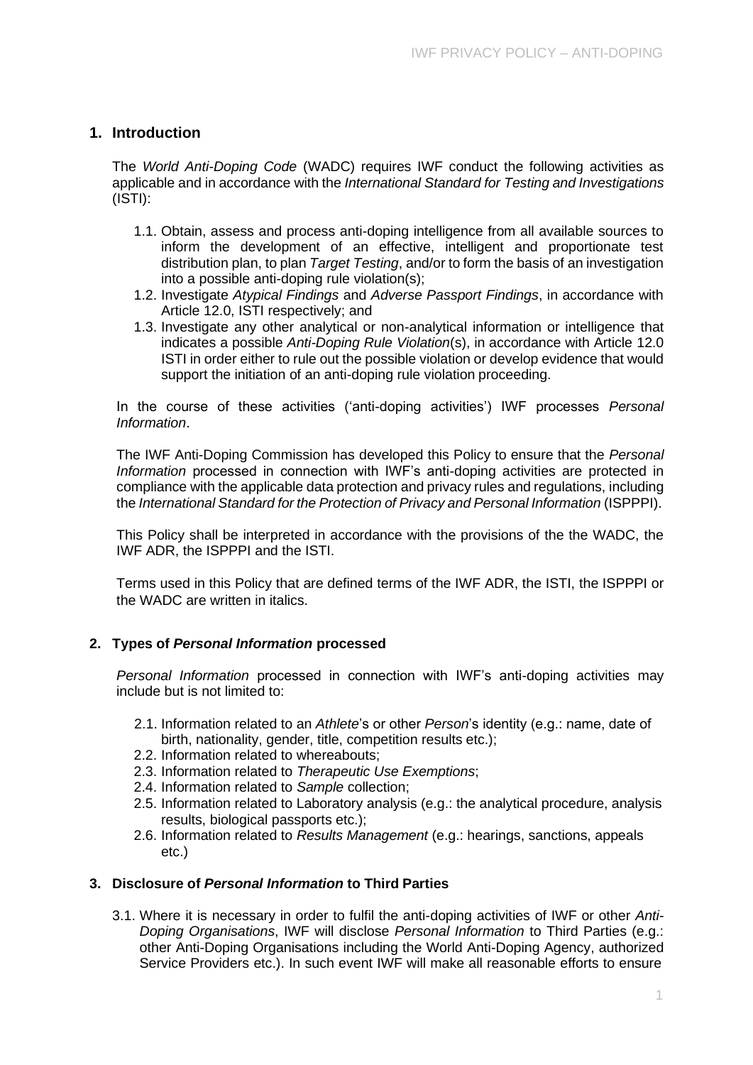## 1. Introduction

The *World Anti-Doping Code* (WADC) requires IWF conduct the following activities as applicable and in accordance with the *International Standard for Testing and Investigations* (ISTI):

1.1. Obtain, assess and process anti-doping intelligence from all available sources to inform the development of an effective, intelligent and proportionate test distribution plan, to plan *Target Testing*, and/or to form the basis of an investigation into a possible anti-doping rule violation(s);

1.2. Investigate *Atypical Findings* and *Adverse Passport Findings*, in accordance with Article 12.0, ISTI respectively; and

1.3. Investigate any other analytical or non-analytical information or intelligence that indicates a possible *Anti-Doping Rule Violation*(s), in accordance with Article 12.0 ISTI in order either to rule out the possible violation or develop evidence that would support the initiation of an anti-doping rule violation proceeding.

In the course of these activities ('anti-doping activities') IWF processes *Personal Information*.

The IWF Anti-Doping Commission has developed this Policy to ensure that the *Personal Information* processed in connection with IWF's anti-doping activities are protected in compliance with the applicable data protection and privacy rules and regulations, including the *International Standard for the Protection of Privacy and Personal Information* (ISPPPI).

This Policy shall be interpreted in accordance with the provisions of the the WADC, the IWF ADR, the ISPPPI and the ISTI.

Terms used in this Policy that are defined terms of the IWF ADR, the ISTI, the ISPPPI or the WADC are written in italics.

## 2. Types of *Personal Information* processed

*Personal Information* processed in connection with IWF's anti-doping activities may include but is not limited to:

2.1. Information related to an *Athlete*'s or other *Person*'s identity (e.g.: name, date of birth, nationality, gender, title, competition results etc.);

2.2. Information related to whereabouts;

2.3. Information related to *Therapeutic Use Exemptions*;

2.4. Information related to *Sample* collection;

2.5. Information related to Laboratory analysis (e.g.: the analytical procedure, analysis results, biological passports etc.);

2.6. Information related to *Results Management* (e.g.: hearings, sanctions, appeals etc.)

## 3. Disclosure of *Personal Information* to Third Parties

3.1. Where it is necessary in order to fulfil the anti-doping activities of IWF or other *Anti-Doping Organisations*, IWF will disclose *Personal Information* to Third Parties (e.g.: other Anti-Doping Organisations including the World Anti-Doping Agency, authorized Service Providers etc.). In such event IWF will make all reasonable efforts to ensure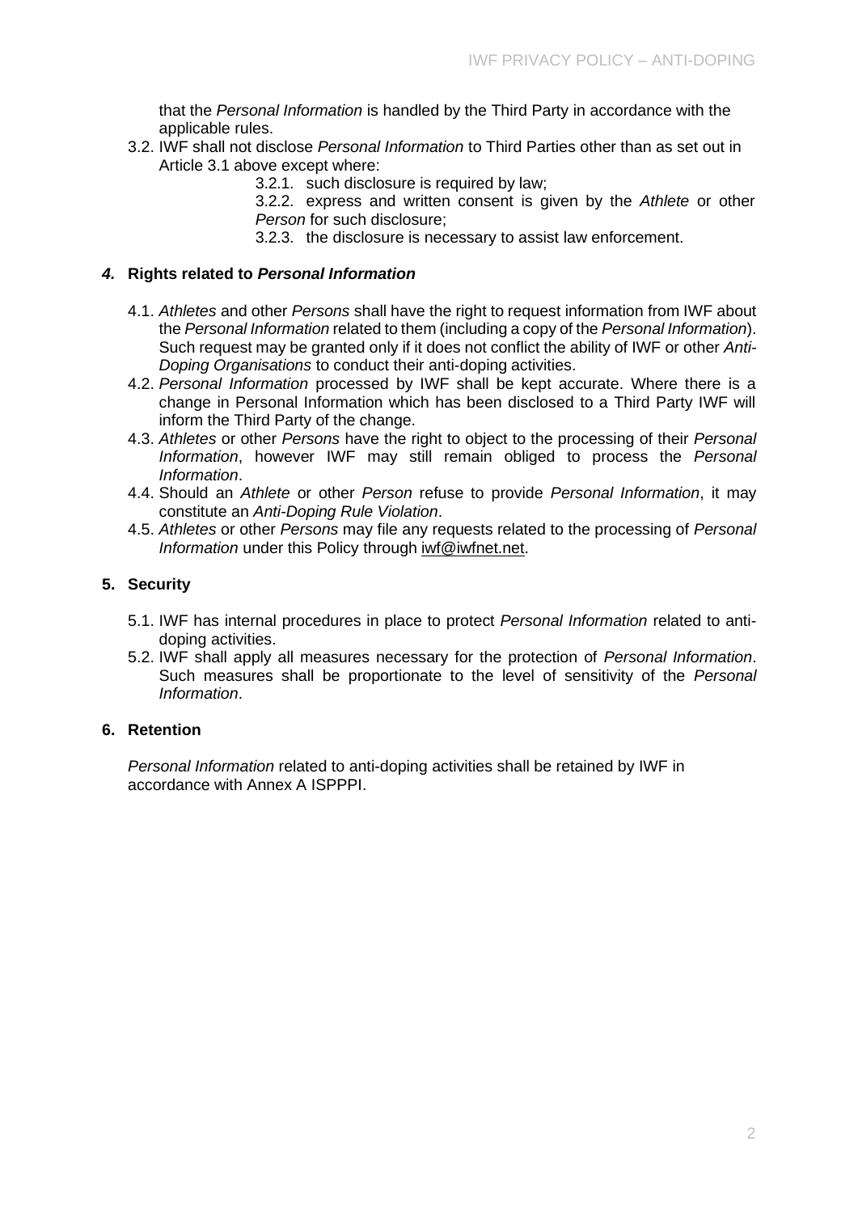that the *Personal Information* is handled by the Third Party in accordance with the applicable rules.

3.2. IWF shall not disclose *Personal Information* to Third Parties other than as set out in Article 3.1 above except where:

3.2.1. such disclosure is required by law;

3.2.2. express and written consent is given by the *Athlete* or other *Person* for such disclosure;

3.2.3. the disclosure is necessary to assist law enforcement.

## *4.* Rights related to *Personal Information*

4.1. *Athletes* and other *Persons* shall have the right to request information from IWF about the *Personal Information* related to them (including a copy of the *Personal Information*). Such request may be granted only if it does not conflict the ability of IWF or other *Anti-Doping Organisations* to conduct their anti-doping activities.

4.2. *Personal Information* processed by IWF shall be kept accurate. Where there is a change in Personal Information which has been disclosed to a Third Party IWF will inform the Third Party of the change.

4.3. *Athletes* or other *Persons* have the right to object to the processing of their *Personal Information*, however IWF may still remain obliged to process the *Personal Information*.

4.4. Should an *Athlete* or other *Person* refuse to provide *Personal Information*, it may constitute an *Anti-Doping Rule Violation*.

4.5. *Athletes* or other *Persons* may file any requests related to the processing of *Personal Information* under this Policy through iwf@iwfnet.net.

## 5. Security

5.1. IWF has internal procedures in place to protect *Personal Information* related to anti-doping activities.

5.2. IWF shall apply all measures necessary for the protection of *Personal Information*. Such measures shall be proportionate to the level of sensitivity of the *Personal Information*.

## 6. Retention

*Personal Information* related to anti-doping activities shall be retained by IWF in accordance with Annex A ISPPPI.